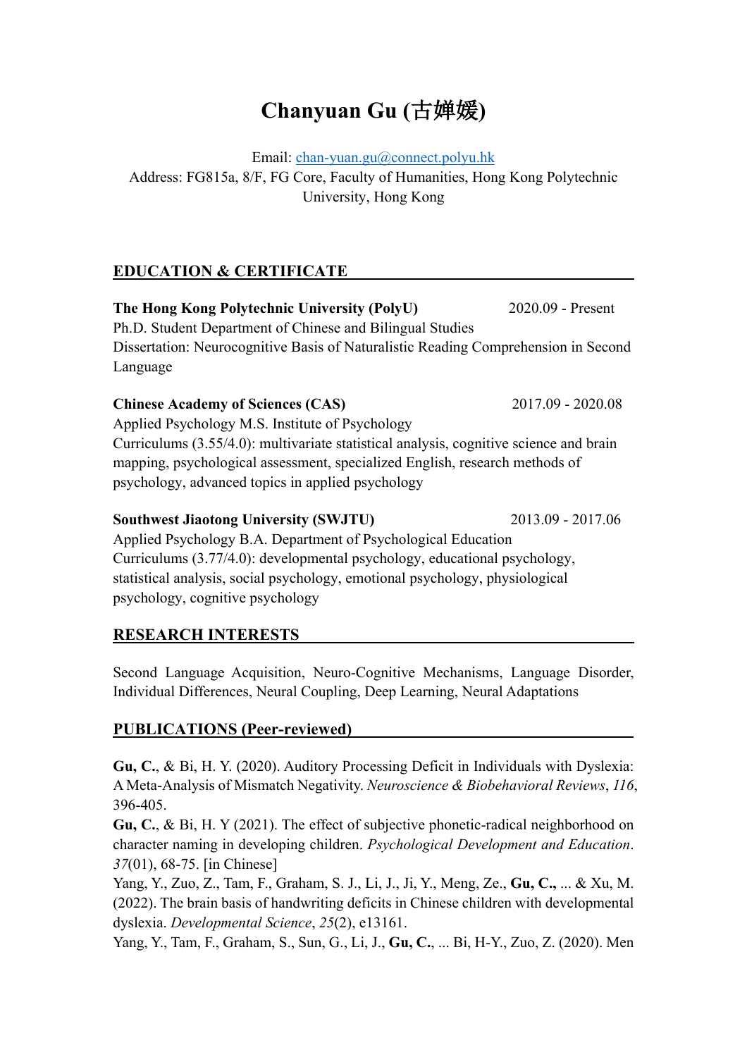# Chanyuan Gu (古婵媛)

Email: chan-yuan.gu@connect.polyu.hk
Address: FG815a, 8/F, FG Core, Faculty of Humanities, Hong Kong Polytechnic University, Hong Kong

## EDUCATION & CERTIFICATE

**The Hong Kong Polytechnic University (PolyU)** 2020.09 - Present
Ph.D. Student Department of Chinese and Bilingual Studies
Dissertation: Neurocognitive Basis of Naturalistic Reading Comprehension in Second Language

**Chinese Academy of Sciences (CAS)** 2017.09 - 2020.08
Applied Psychology M.S. Institute of Psychology
Curriculums (3.55/4.0): multivariate statistical analysis, cognitive science and brain mapping, psychological assessment, specialized English, research methods of psychology, advanced topics in applied psychology

**Southwest Jiaotong University (SWJTU)** 2013.09 - 2017.06
Applied Psychology B.A. Department of Psychological Education
Curriculums (3.77/4.0): developmental psychology, educational psychology, statistical analysis, social psychology, emotional psychology, physiological psychology, cognitive psychology

## RESEARCH INTERESTS

Second Language Acquisition, Neuro-Cognitive Mechanisms, Language Disorder, Individual Differences, Neural Coupling, Deep Learning, Neural Adaptations

## PUBLICATIONS (Peer-reviewed)

**Gu, C.**, & Bi, H. Y. (2020). Auditory Processing Deficit in Individuals with Dyslexia: A Meta-Analysis of Mismatch Negativity. *Neuroscience & Biobehavioral Reviews*, *116*, 396-405.
**Gu, C.**, & Bi, H. Y (2021). The effect of subjective phonetic-radical neighborhood on character naming in developing children. *Psychological Development and Education*. *37*(01), 68-75. [in Chinese]
Yang, Y., Zuo, Z., Tam, F., Graham, S. J., Li, J., Ji, Y., Meng, Ze., **Gu, C.,** ... & Xu, M. (2022). The brain basis of handwriting deficits in Chinese children with developmental dyslexia. *Developmental Science*, *25*(2), e13161.
Yang, Y., Tam, F., Graham, S., Sun, G., Li, J., **Gu, C.**, ... Bi, H-Y., Zuo, Z. (2020). Men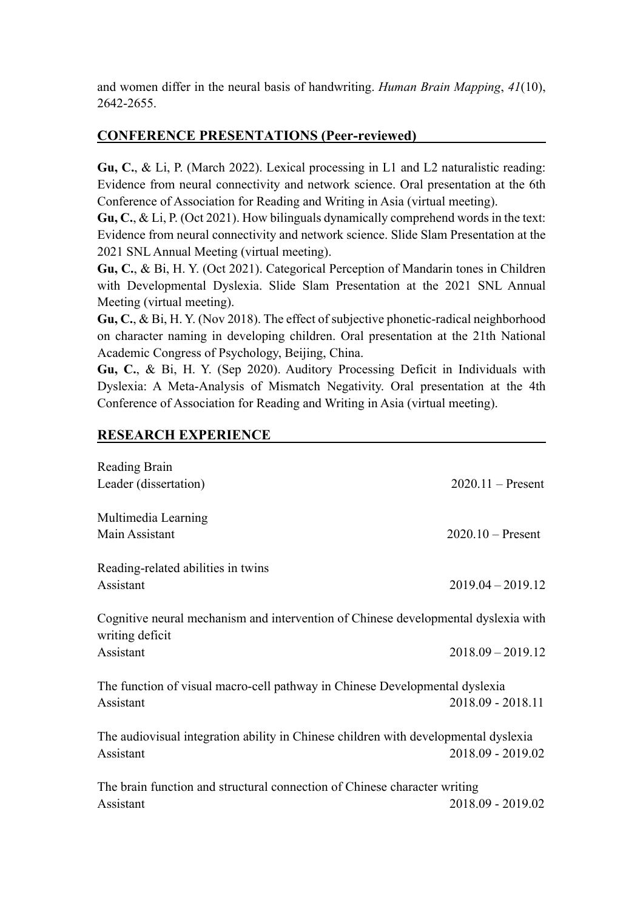and women differ in the neural basis of handwriting. *Human Brain Mapping*, *41*(10), 2642-2655.

## CONFERENCE PRESENTATIONS (Peer-reviewed)

**Gu, C.**, & Li, P. (March 2022). Lexical processing in L1 and L2 naturalistic reading: Evidence from neural connectivity and network science. Oral presentation at the 6th Conference of Association for Reading and Writing in Asia (virtual meeting).

**Gu, C.**, & Li, P. (Oct 2021). How bilinguals dynamically comprehend words in the text: Evidence from neural connectivity and network science. Slide Slam Presentation at the 2021 SNL Annual Meeting (virtual meeting).

**Gu, C.**, & Bi, H. Y. (Oct 2021). Categorical Perception of Mandarin tones in Children with Developmental Dyslexia. Slide Slam Presentation at the 2021 SNL Annual Meeting (virtual meeting).

**Gu, C.**, & Bi, H. Y. (Nov 2018). The effect of subjective phonetic-radical neighborhood on character naming in developing children. Oral presentation at the 21th National Academic Congress of Psychology, Beijing, China.

**Gu, C.**, & Bi, H. Y. (Sep 2020). Auditory Processing Deficit in Individuals with Dyslexia: A Meta-Analysis of Mismatch Negativity. Oral presentation at the 4th Conference of Association for Reading and Writing in Asia (virtual meeting).

## RESEARCH EXPERIENCE

Reading Brain
Leader (dissertation) 2020.11 – Present

Multimedia Learning
Main Assistant 2020.10 – Present

Reading-related abilities in twins
Assistant 2019.04 – 2019.12

Cognitive neural mechanism and intervention of Chinese developmental dyslexia with writing deficit
Assistant 2018.09 – 2019.12

The function of visual macro-cell pathway in Chinese Developmental dyslexia
Assistant 2018.09 - 2018.11

The audiovisual integration ability in Chinese children with developmental dyslexia
Assistant 2018.09 - 2019.02

The brain function and structural connection of Chinese character writing
Assistant 2018.09 - 2019.02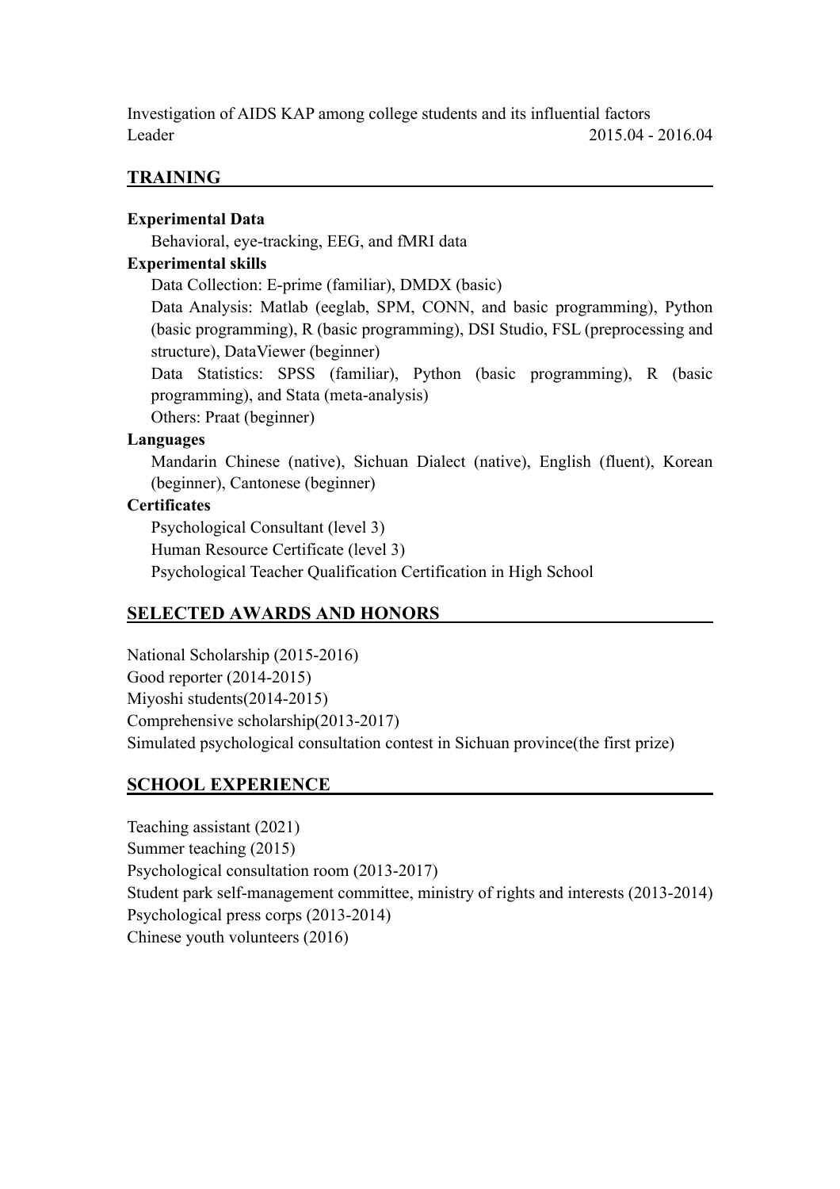Investigation of AIDS KAP among college students and its influential factors
Leader 2015.04 - 2016.04

## TRAINING

**Experimental Data**

Behavioral, eye-tracking, EEG, and fMRI data

**Experimental skills**

Data Collection: E-prime (familiar), DMDX (basic)

Data Analysis: Matlab (eeglab, SPM, CONN, and basic programming), Python (basic programming), R (basic programming), DSI Studio, FSL (preprocessing and structure), DataViewer (beginner)

Data Statistics: SPSS (familiar), Python (basic programming), R (basic programming), and Stata (meta-analysis)

Others: Praat (beginner)

**Languages**

Mandarin Chinese (native), Sichuan Dialect (native), English (fluent), Korean (beginner), Cantonese (beginner)

**Certificates**

Psychological Consultant (level 3)

Human Resource Certificate (level 3)

Psychological Teacher Qualification Certification in High School

## SELECTED AWARDS AND HONORS

National Scholarship (2015-2016)
Good reporter (2014-2015)
Miyoshi students(2014-2015)
Comprehensive scholarship(2013-2017)
Simulated psychological consultation contest in Sichuan province(the first prize)

## SCHOOL EXPERIENCE

Teaching assistant (2021)
Summer teaching (2015)
Psychological consultation room (2013-2017)
Student park self-management committee, ministry of rights and interests (2013-2014)
Psychological press corps (2013-2014)
Chinese youth volunteers (2016)